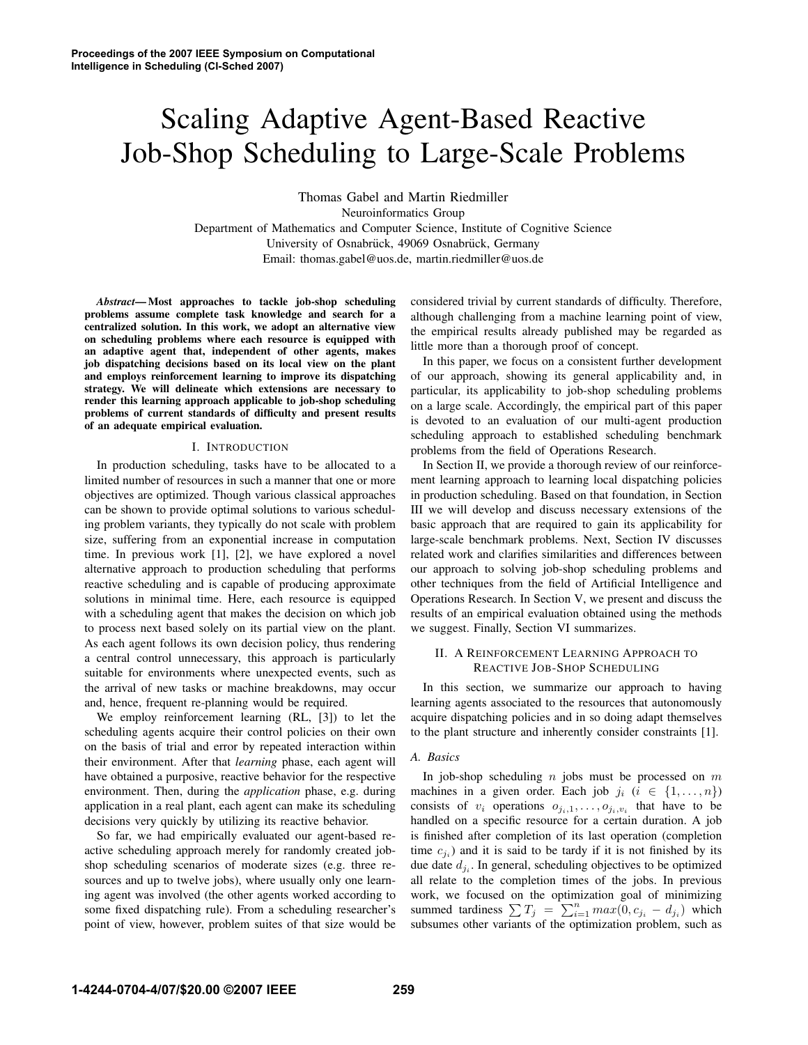Proceedings of the 2007 IEEE Symposium on Computational Intelligence in Scheduling (CI-Sched 2007)

# Scaling Adaptive Agent-Based Reactive Job-Shop Scheduling to Large-Scale Problems

Thomas Gabel and Martin Riedmiller
Neuroinformatics Group
Department of Mathematics and Computer Science, Institute of Cognitive Science
University of Osnabrück, 49069 Osnabrück, Germany
Email: thomas.gabel@uos.de, martin.riedmiller@uos.de

***Abstract*— Most approaches to tackle job-shop scheduling problems assume complete task knowledge and search for a centralized solution. In this work, we adopt an alternative view on scheduling problems where each resource is equipped with an adaptive agent that, independent of other agents, makes job dispatching decisions based on its local view on the plant and employs reinforcement learning to improve its dispatching strategy. We will delineate which extensions are necessary to render this learning approach applicable to job-shop scheduling problems of current standards of difficulty and present results of an adequate empirical evaluation.**

## I. Introduction

In production scheduling, tasks have to be allocated to a limited number of resources in such a manner that one or more objectives are optimized. Though various classical approaches can be shown to provide optimal solutions to various scheduling problem variants, they typically do not scale with problem size, suffering from an exponential increase in computation time. In previous work [1], [2], we have explored a novel alternative approach to production scheduling that performs reactive scheduling and is capable of producing approximate solutions in minimal time. Here, each resource is equipped with a scheduling agent that makes the decision on which job to process next based solely on its partial view on the plant. As each agent follows its own decision policy, thus rendering a central control unnecessary, this approach is particularly suitable for environments where unexpected events, such as the arrival of new tasks or machine breakdowns, may occur and, hence, frequent re-planning would be required.

We employ reinforcement learning (RL, [3]) to let the scheduling agents acquire their control policies on their own on the basis of trial and error by repeated interaction within their environment. After that *learning* phase, each agent will have obtained a purposive, reactive behavior for the respective environment. Then, during the *application* phase, e.g. during application in a real plant, each agent can make its scheduling decisions very quickly by utilizing its reactive behavior.

So far, we had empirically evaluated our agent-based reactive scheduling approach merely for randomly created job-shop scheduling scenarios of moderate sizes (e.g. three resources and up to twelve jobs), where usually only one learning agent was involved (the other agents worked according to some fixed dispatching rule). From a scheduling researcher's point of view, however, problem suites of that size would be considered trivial by current standards of difficulty. Therefore, although challenging from a machine learning point of view, the empirical results already published may be regarded as little more than a thorough proof of concept.

In this paper, we focus on a consistent further development of our approach, showing its general applicability and, in particular, its applicability to job-shop scheduling problems on a large scale. Accordingly, the empirical part of this paper is devoted to an evaluation of our multi-agent production scheduling approach to established scheduling benchmark problems from the field of Operations Research.

In Section II, we provide a thorough review of our reinforcement learning approach to learning local dispatching policies in production scheduling. Based on that foundation, in Section III we will develop and discuss necessary extensions of the basic approach that are required to gain its applicability for large-scale benchmark problems. Next, Section IV discusses related work and clarifies similarities and differences between our approach to solving job-shop scheduling problems and other techniques from the field of Artificial Intelligence and Operations Research. In Section V, we present and discuss the results of an empirical evaluation obtained using the methods we suggest. Finally, Section VI summarizes.

## II. A Reinforcement Learning Approach to Reactive Job-Shop Scheduling

In this section, we summarize our approach to having learning agents associated to the resources that autonomously acquire dispatching policies and in so doing adapt themselves to the plant structure and inherently consider constraints [1].

### A. Basics

In job-shop scheduling $n$ jobs must be processed on $m$ machines in a given order. Each job $j_i$ ($i \in \{1, \dots, n\}$) consists of $v_i$ operations $o_{j_i,1}, \dots, o_{j_i,v_i}$ that have to be handled on a specific resource for a certain duration. A job is finished after completion of its last operation (completion time $c_{j_i}$) and it is said to be tardy if it is not finished by its due date $d_{j_i}$. In general, scheduling objectives to be optimized all relate to the completion times of the jobs. In previous work, we focused on the optimization goal of minimizing summed tardiness $\sum T_j = \sum_{i=1}^{n} max(0, c_{j_i} - d_{j_i})$ which subsumes other variants of the optimization problem, such as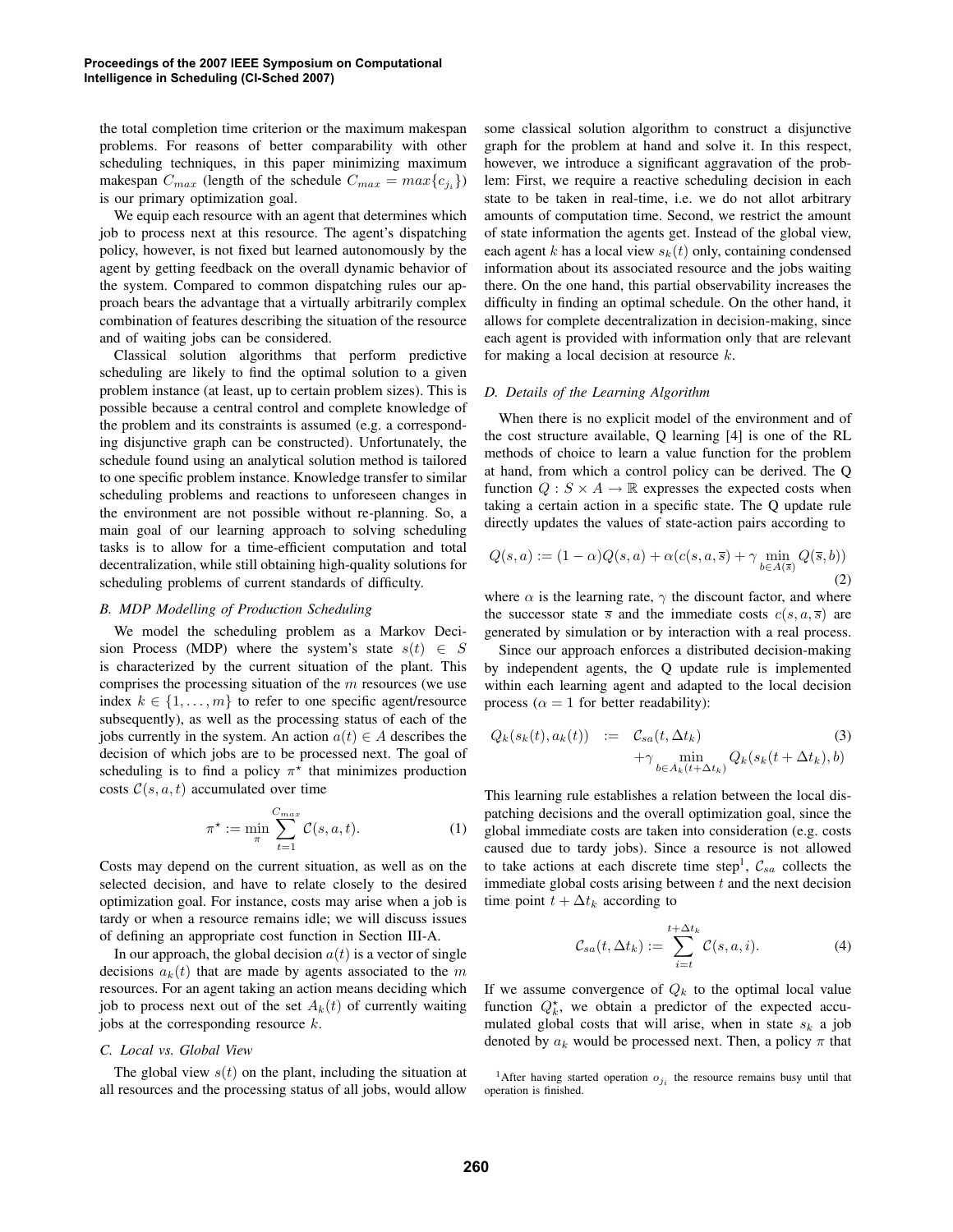the total completion time criterion or the maximum makespan problems. For reasons of better comparability with other scheduling techniques, in this paper minimizing maximum makespan $C_{max}$ (length of the schedule $C_{max} = max\{c_{j_i}\}$) is our primary optimization goal.

We equip each resource with an agent that determines which job to process next at this resource. The agent's dispatching policy, however, is not fixed but learned autonomously by the agent by getting feedback on the overall dynamic behavior of the system. Compared to common dispatching rules our approach bears the advantage that a virtually arbitrarily complex combination of features describing the situation of the resource and of waiting jobs can be considered.

Classical solution algorithms that perform predictive scheduling are likely to find the optimal solution to a given problem instance (at least, up to certain problem sizes). This is possible because a central control and complete knowledge of the problem and its constraints is assumed (e.g. a corresponding disjunctive graph can be constructed). Unfortunately, the schedule found using an analytical solution method is tailored to one specific problem instance. Knowledge transfer to similar scheduling problems and reactions to unforeseen changes in the environment are not possible without re-planning. So, a main goal of our learning approach to solving scheduling tasks is to allow for a time-efficient computation and total decentralization, while still obtaining high-quality solutions for scheduling problems of current standards of difficulty.

### B. MDP Modelling of Production Scheduling

We model the scheduling problem as a Markov Decision Process (MDP) where the system's state $s(t) \in S$ is characterized by the current situation of the plant. This comprises the processing situation of the $m$ resources (we use index $k \in \{1, \dots, m\}$ to refer to one specific agent/resource subsequently), as well as the processing status of each of the jobs currently in the system. An action $a(t) \in A$ describes the decision of which jobs are to be processed next. The goal of scheduling is to find a policy $\pi^\star$ that minimizes production costs $\mathcal{C}(s, a, t)$ accumulated over time

$$\pi^\star := \min_{\pi} \sum_{t=1}^{C_{max}} \mathcal{C}(s, a, t). \tag{1}$$

Costs may depend on the current situation, as well as on the selected decision, and have to relate closely to the desired optimization goal. For instance, costs may arise when a job is tardy or when a resource remains idle; we will discuss issues of defining an appropriate cost function in Section III-A.

In our approach, the global decision $a(t)$ is a vector of single decisions $a_k(t)$ that are made by agents associated to the $m$ resources. For an agent taking an action means deciding which job to process next out of the set $A_k(t)$ of currently waiting jobs at the corresponding resource $k$.

### C. Local vs. Global View

The global view $s(t)$ on the plant, including the situation at all resources and the processing status of all jobs, would allow some classical solution algorithm to construct a disjunctive graph for the problem at hand and solve it. In this respect, however, we introduce a significant aggravation of the problem: First, we require a reactive scheduling decision in each state to be taken in real-time, i.e. we do not allot arbitrary amounts of computation time. Second, we restrict the amount of state information the agents get. Instead of the global view, each agent $k$ has a local view $s_k(t)$ only, containing condensed information about its associated resource and the jobs waiting there. On the one hand, this partial observability increases the difficulty in finding an optimal schedule. On the other hand, it allows for complete decentralization in decision-making, since each agent is provided with information only that are relevant for making a local decision at resource $k$.

### D. Details of the Learning Algorithm

When there is no explicit model of the environment and of the cost structure available, Q learning [4] is one of the RL methods of choice to learn a value function for the problem at hand, from which a control policy can be derived. The Q function $Q : S \times A \to \mathbb{R}$ expresses the expected costs when taking a certain action in a specific state. The Q update rule directly updates the values of state-action pairs according to

$$Q(s, a) := (1 - \alpha)Q(s, a) + \alpha(c(s, a, \overline{s}) + \gamma \min_{b \in A(\overline{s})} Q(\overline{s}, b)) \tag{2}$$

where $\alpha$ is the learning rate, $\gamma$ the discount factor, and where the successor state $\overline{s}$ and the immediate costs $c(s, a, \overline{s})$ are generated by simulation or by interaction with a real process.

Since our approach enforces a distributed decision-making by independent agents, the Q update rule is implemented within each learning agent and adapted to the local decision process ($\alpha = 1$ for better readability):

$$\begin{aligned} Q_k(s_k(t), a_k(t)) \quad := \quad & \mathcal{C}_{sa}(t, \Delta t_k) \\ & + \gamma \min_{b \in A_k(t+\Delta t_k)} Q_k(s_k(t + \Delta t_k), b) \end{aligned} \tag{3}$$

This learning rule establishes a relation between the local dispatching decisions and the overall optimization goal, since the global immediate costs are taken into consideration (e.g. costs caused due to tardy jobs). Since a resource is not allowed to take actions at each discrete time step[1], $\mathcal{C}_{sa}$ collects the immediate global costs arising between $t$ and the next decision time point $t + \Delta t_k$ according to

$$\mathcal{C}_{sa}(t, \Delta t_k) := \sum_{i=t}^{t+\Delta t_k} \mathcal{C}(s, a, i). \tag{4}$$

If we assume convergence of $Q_k$ to the optimal local value function $Q_k^\star$, we obtain a predictor of the expected accumulated global costs that will arise, when in state $s_k$ a job denoted by $a_k$ would be processed next. Then, a policy $\pi$ that

[1] After having started operation $o_{j_i}$ the resource remains busy until that operation is finished.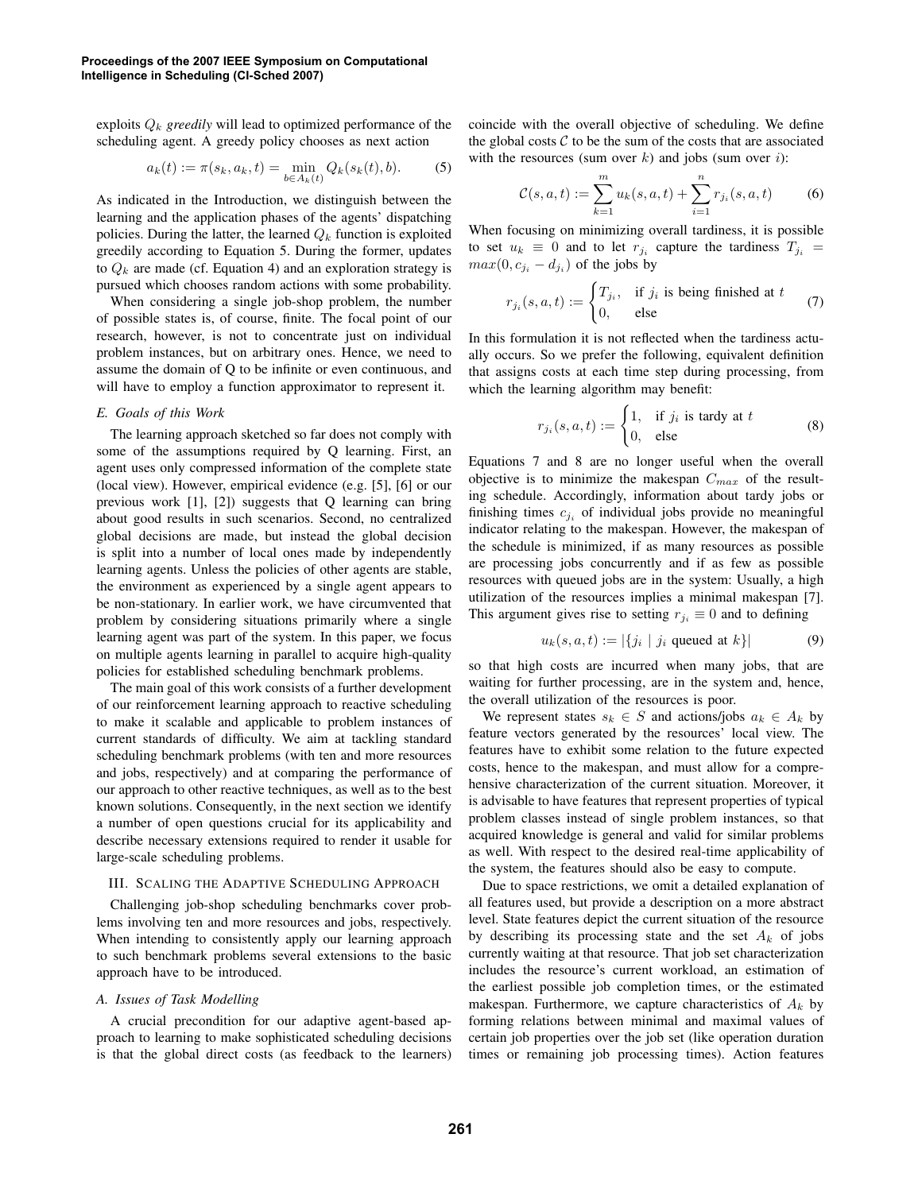exploits $Q_k$ *greedily* will lead to optimized performance of the scheduling agent. A greedy policy chooses as next action

$$a_k(t) := \pi(s_k, a_k, t) = \min_{b \in A_k(t)} Q_k(s_k(t), b). \tag{5}$$

As indicated in the Introduction, we distinguish between the learning and the application phases of the agents' dispatching policies. During the latter, the learned $Q_k$ function is exploited greedily according to Equation 5. During the former, updates to $Q_k$ are made (cf. Equation 4) and an exploration strategy is pursued which chooses random actions with some probability.

When considering a single job-shop problem, the number of possible states is, of course, finite. The focal point of our research, however, is not to concentrate just on individual problem instances, but on arbitrary ones. Hence, we need to assume the domain of Q to be infinite or even continuous, and will have to employ a function approximator to represent it.

### E. Goals of this Work

The learning approach sketched so far does not comply with some of the assumptions required by Q learning. First, an agent uses only compressed information of the complete state (local view). However, empirical evidence (e.g. [5], [6] or our previous work [1], [2]) suggests that Q learning can bring about good results in such scenarios. Second, no centralized global decisions are made, but instead the global decision is split into a number of local ones made by independently learning agents. Unless the policies of other agents are stable, the environment as experienced by a single agent appears to be non-stationary. In earlier work, we have circumvented that problem by considering situations primarily where a single learning agent was part of the system. In this paper, we focus on multiple agents learning in parallel to acquire high-quality policies for established scheduling benchmark problems.

The main goal of this work consists of a further development of our reinforcement learning approach to reactive scheduling to make it scalable and applicable to problem instances of current standards of difficulty. We aim at tackling standard scheduling benchmark problems (with ten and more resources and jobs, respectively) and at comparing the performance of our approach to other reactive techniques, as well as to the best known solutions. Consequently, in the next section we identify a number of open questions crucial for its applicability and describe necessary extensions required to render it usable for large-scale scheduling problems.

## III. Scaling the Adaptive Scheduling Approach

Challenging job-shop scheduling benchmarks cover problems involving ten and more resources and jobs, respectively. When intending to consistently apply our learning approach to such benchmark problems several extensions to the basic approach have to be introduced.

### A. Issues of Task Modelling

A crucial precondition for our adaptive agent-based approach to learning to make sophisticated scheduling decisions is that the global direct costs (as feedback to the learners) coincide with the overall objective of scheduling. We define the global costs $\mathcal{C}$ to be the sum of the costs that are associated with the resources (sum over $k$) and jobs (sum over $i$):

$$\mathcal{C}(s, a, t) := \sum_{k=1}^{m} u_k(s, a, t) + \sum_{i=1}^{n} r_{j_i}(s, a, t) \tag{6}$$

When focusing on minimizing overall tardiness, it is possible to set $u_k \equiv 0$ and to let $r_{j_i}$ capture the tardiness $T_{j_i} = max(0, c_{j_i} - d_{j_i})$ of the jobs by

$$r_{j_i}(s, a, t) := \begin{cases} T_{j_i}, & \text{if } j_i \text{ is being finished at } t \\ 0, & \text{else} \end{cases} \tag{7}$$

In this formulation it is not reflected when the tardiness actually occurs. So we prefer the following, equivalent definition that assigns costs at each time step during processing, from which the learning algorithm may benefit:

$$r_{j_i}(s, a, t) := \begin{cases} 1, & \text{if } j_i \text{ is tardy at } t \\ 0, & \text{else} \end{cases} \tag{8}$$

Equations 7 and 8 are no longer useful when the overall objective is to minimize the makespan $C_{max}$ of the resulting schedule. Accordingly, information about tardy jobs or finishing times $c_{j_i}$ of individual jobs provide no meaningful indicator relating to the makespan. However, the makespan of the schedule is minimized, if as many resources as possible are processing jobs concurrently and if as few as possible resources with queued jobs are in the system: Usually, a high utilization of the resources implies a minimal makespan [7]. This argument gives rise to setting $r_{j_i} \equiv 0$ and to defining

$$u_k(s, a, t) := |\{j_i \mid j_i \text{ queued at } k\}| \tag{9}$$

so that high costs are incurred when many jobs, that are waiting for further processing, are in the system and, hence, the overall utilization of the resources is poor.

We represent states $s_k \in S$ and actions/jobs $a_k \in A_k$ by feature vectors generated by the resources' local view. The features have to exhibit some relation to the future expected costs, hence to the makespan, and must allow for a comprehensive characterization of the current situation. Moreover, it is advisable to have features that represent properties of typical problem classes instead of single problem instances, so that acquired knowledge is general and valid for similar problems as well. With respect to the desired real-time applicability of the system, the features should also be easy to compute.

Due to space restrictions, we omit a detailed explanation of all features used, but provide a description on a more abstract level. State features depict the current situation of the resource by describing its processing state and the set $A_k$ of jobs currently waiting at that resource. That job set characterization includes the resource's current workload, an estimation of the earliest possible job completion times, or the estimated makespan. Furthermore, we capture characteristics of $A_k$ by forming relations between minimal and maximal values of certain job properties over the job set (like operation duration times or remaining job processing times). Action features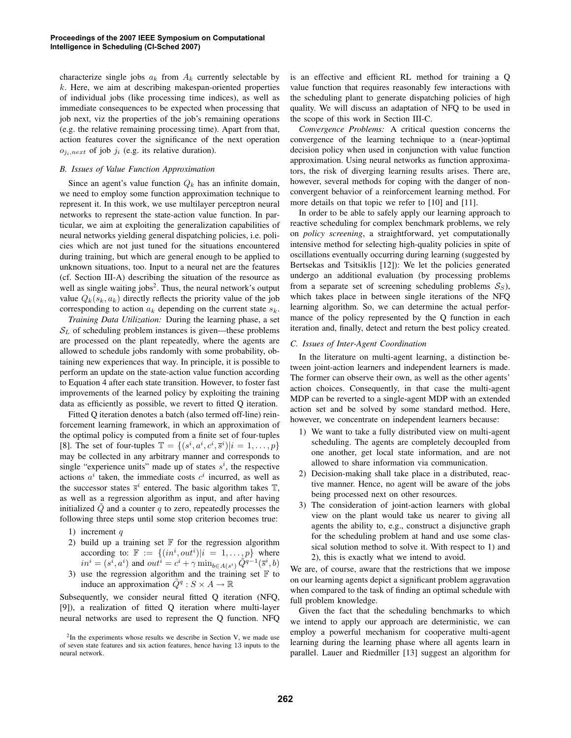characterize single jobs $a_k$ from $A_k$ currently selectable by $k$. Here, we aim at describing makespan-oriented properties of individual jobs (like processing time indices), as well as immediate consequences to be expected when processing that job next, viz the properties of the job's remaining operations (e.g. the relative remaining processing time). Apart from that, action features cover the significance of the next operation $o_{j_i,next}$ of job $j_i$ (e.g. its relative duration).

### B. Issues of Value Function Approximation

Since an agent's value function $Q_k$ has an infinite domain, we need to employ some function approximation technique to represent it. In this work, we use multilayer perceptron neural networks to represent the state-action value function. In particular, we aim at exploiting the generalization capabilities of neural networks yielding general dispatching policies, i.e. policies which are not just tuned for the situations encountered during training, but which are general enough to be applied to unknown situations, too. Input to a neural net are the features (cf. Section III-A) describing the situation of the resource as well as single waiting jobs[2]. Thus, the neural network's output value $Q_k(s_k, a_k)$ directly reflects the priority value of the job corresponding to action $a_k$ depending on the current state $s_k$.

*Training Data Utilization:* During the learning phase, a set $\mathcal{S}_L$ of scheduling problem instances is given—these problems are processed on the plant repeatedly, where the agents are allowed to schedule jobs randomly with some probability, obtaining new experiences that way. In principle, it is possible to perform an update on the state-action value function according to Equation 4 after each state transition. However, to foster fast improvements of the learned policy by exploiting the training data as efficiently as possible, we revert to fitted Q iteration.

Fitted Q iteration denotes a batch (also termed off-line) reinforcement learning framework, in which an approximation of the optimal policy is computed from a finite set of four-tuples [8]. The set of four-tuples $\mathbb{T} = \{(s^i, a^i, c^i, \overline{s}^i) | i = 1, \ldots, p\}$ may be collected in any arbitrary manner and corresponds to single "experience units" made up of states $s^i$, the respective actions $a^i$ taken, the immediate costs $c^i$ incurred, as well as the successor states $\overline{s}^i$ entered. The basic algorithm takes $\mathbb{T}$, as well as a regression algorithm as input, and after having initialized $\hat{Q}$ and a counter $q$ to zero, repeatedly processes the following three steps until some stop criterion becomes true:

1) increment $q$
2) build up a training set $\mathbb{F}$ for the regression algorithm according to: $\mathbb{F} := \{(in^i, out^i) | i = 1, \ldots, p\}$ where $in^i = (s^i, a^i)$ and $out^i = c^i + \gamma \min_{b \in A(s^i)} \hat{Q}^{q-1}(\overline{s}^i, b)$
3) use the regression algorithm and the training set $\mathbb{F}$ to induce an approximation $\hat{Q}^q : S \times A \to \mathbb{R}$

Subsequently, we consider neural fitted Q iteration (NFQ, [9]), a realization of fitted Q iteration where multi-layer neural networks are used to represent the Q function. NFQ is an effective and efficient RL method for training a Q value function that requires reasonably few interactions with the scheduling plant to generate dispatching policies of high quality. We will discuss an adaptation of NFQ to be used in the scope of this work in Section III-C.

*Convergence Problems:* A critical question concerns the convergence of the learning technique to a (near-)optimal decision policy when used in conjunction with value function approximation. Using neural networks as function approximators, the risk of diverging learning results arises. There are, however, several methods for coping with the danger of non-convergent behavior of a reinforcement learning method. For more details on that topic we refer to [10] and [11].

In order to be able to safely apply our learning approach to reactive scheduling for complex benchmark problems, we rely on *policy screening*, a straightforward, yet computationally intensive method for selecting high-quality policies in spite of oscillations eventually occurring during learning (suggested by Bertsekas and Tsitsiklis [12]): We let the policies generated undergo an additional evaluation (by processing problems from a separate set of screening scheduling problems $\mathcal{S}_S$), which takes place in between single iterations of the NFQ learning algorithm. So, we can determine the actual performance of the policy represented by the Q function in each iteration and, finally, detect and return the best policy created.

### C. Issues of Inter-Agent Coordination

In the literature on multi-agent learning, a distinction between joint-action learners and independent learners is made. The former can observe their own, as well as the other agents' action choices. Consequently, in that case the multi-agent MDP can be reverted to a single-agent MDP with an extended action set and be solved by some standard method. Here, however, we concentrate on independent learners because:

1) We want to take a fully distributed view on multi-agent scheduling. The agents are completely decoupled from one another, get local state information, and are not allowed to share information via communication.
2) Decision-making shall take place in a distributed, reactive manner. Hence, no agent will be aware of the jobs being processed next on other resources.
3) The consideration of joint-action learners with global view on the plant would take us nearer to giving all agents the ability to, e.g., construct a disjunctive graph for the scheduling problem at hand and use some classical solution method to solve it. With respect to 1) and 2), this is exactly what we intend to avoid.

We are, of course, aware that the restrictions that we impose on our learning agents depict a significant problem aggravation when compared to the task of finding an optimal schedule with full problem knowledge.

Given the fact that the scheduling benchmarks to which we intend to apply our approach are deterministic, we can employ a powerful mechanism for cooperative multi-agent learning during the learning phase where all agents learn in parallel. Lauer and Riedmiller [13] suggest an algorithm for

[2] In the experiments whose results we describe in Section V, we made use of seven state features and six action features, hence having 13 inputs to the neural network.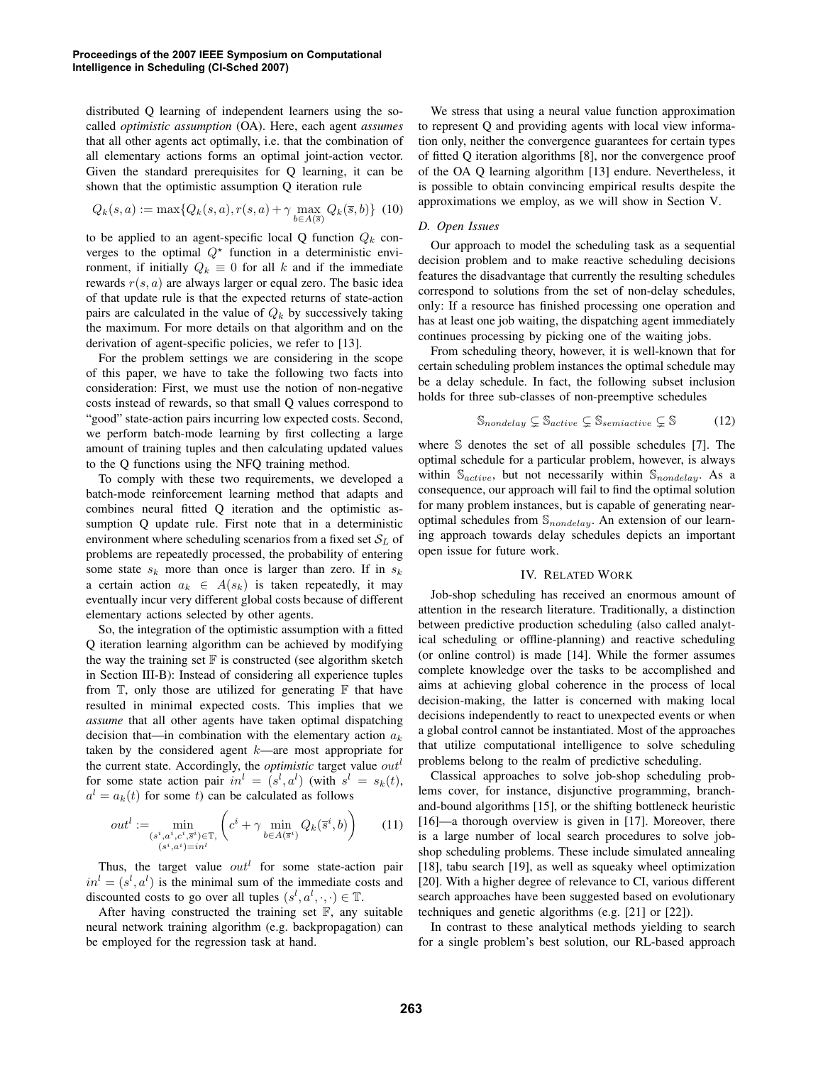distributed Q learning of independent learners using the so-called *optimistic assumption* (OA). Here, each agent *assumes* that all other agents act optimally, i.e. that the combination of all elementary actions forms an optimal joint-action vector. Given the standard prerequisites for Q learning, it can be shown that the optimistic assumption Q iteration rule

$$Q_k(s,a) := \max\{Q_k(s,a), r(s,a) + \gamma \max_{b \in A(\overline{s})} Q_k(\overline{s}, b)\} \quad (10)$$

to be applied to an agent-specific local Q function $Q_k$ converges to the optimal $Q^\star$ function in a deterministic environment, if initially $Q_k \equiv 0$ for all $k$ and if the immediate rewards $r(s,a)$ are always larger or equal zero. The basic idea of that update rule is that the expected returns of state-action pairs are calculated in the value of $Q_k$ by successively taking the maximum. For more details on that algorithm and on the derivation of agent-specific policies, we refer to [13].

For the problem settings we are considering in the scope of this paper, we have to take the following two facts into consideration: First, we must use the notion of non-negative costs instead of rewards, so that small Q values correspond to "good" state-action pairs incurring low expected costs. Second, we perform batch-mode learning by first collecting a large amount of training tuples and then calculating updated values to the Q functions using the NFQ training method.

To comply with these two requirements, we developed a batch-mode reinforcement learning method that adapts and combines neural fitted Q iteration and the optimistic assumption Q update rule. First note that in a deterministic environment where scheduling scenarios from a fixed set $\mathcal{S}_L$ of problems are repeatedly processed, the probability of entering some state $s_k$ more than once is larger than zero. If in $s_k$ a certain action $a_k \in A(s_k)$ is taken repeatedly, it may eventually incur very different global costs because of different elementary actions selected by other agents.

So, the integration of the optimistic assumption with a fitted Q iteration learning algorithm can be achieved by modifying the way the training set $\mathbb{F}$ is constructed (see algorithm sketch in Section III-B): Instead of considering all experience tuples from $\mathbb{T}$, only those are utilized for generating $\mathbb{F}$ that have resulted in minimal expected costs. This implies that we *assume* that all other agents have taken optimal dispatching decision that—in combination with the elementary action $a_k$ taken by the considered agent $k$—are most appropriate for the current state. Accordingly, the *optimistic* target value $out^l$ for some state action pair $in^l = (s^l, a^l)$ (with $s^l = s_k(t)$, $a^l = a_k(t)$ for some $t$) can be calculated as follows

$$out^l := \min_{\substack{(s^i,a^i,c^i,\overline{s}^i) \in \mathbb{T}, \\ (s^i,a^i) = in^l}} \left( c^i + \gamma \min_{b \in A(\overline{s}^i)} Q_k(\overline{s}^i, b) \right) \quad (11)$$

Thus, the target value $out^l$ for some state-action pair $in^l = (s^l, a^l)$ is the minimal sum of the immediate costs and discounted costs to go over all tuples $(s^l, a^l, \cdot, \cdot) \in \mathbb{T}$.

After having constructed the training set $\mathbb{F}$, any suitable neural network training algorithm (e.g. backpropagation) can be employed for the regression task at hand.

We stress that using a neural value function approximation to represent Q and providing agents with local view information only, neither the convergence guarantees for certain types of fitted Q iteration algorithms [8], nor the convergence proof of the OA Q learning algorithm [13] endure. Nevertheless, it is possible to obtain convincing empirical results despite the approximations we employ, as we will show in Section V.

### D. Open Issues

Our approach to model the scheduling task as a sequential decision problem and to make reactive scheduling decisions features the disadvantage that currently the resulting schedules correspond to solutions from the set of non-delay schedules, only: If a resource has finished processing one operation and has at least one job waiting, the dispatching agent immediately continues processing by picking one of the waiting jobs.

From scheduling theory, however, it is well-known that for certain scheduling problem instances the optimal schedule may be a delay schedule. In fact, the following subset inclusion holds for three sub-classes of non-preemptive schedules

$$\mathbb{S}_{nondelay} \subsetneq \mathbb{S}_{active} \subsetneq \mathbb{S}_{semiactive} \subsetneq \mathbb{S} \quad (12)$$

where $\mathbb{S}$ denotes the set of all possible schedules [7]. The optimal schedule for a particular problem, however, is always within $\mathbb{S}_{active}$, but not necessarily within $\mathbb{S}_{nondelay}$. As a consequence, our approach will fail to find the optimal solution for many problem instances, but is capable of generating near-optimal schedules from $\mathbb{S}_{nondelay}$. An extension of our learning approach towards delay schedules depicts an important open issue for future work.

## IV. Related Work

Job-shop scheduling has received an enormous amount of attention in the research literature. Traditionally, a distinction between predictive production scheduling (also called analytical scheduling or offline-planning) and reactive scheduling (or online control) is made [14]. While the former assumes complete knowledge over the tasks to be accomplished and aims at achieving global coherence in the process of local decision-making, the latter is concerned with making local decisions independently to react to unexpected events or when a global control cannot be instantiated. Most of the approaches that utilize computational intelligence to solve scheduling problems belong to the realm of predictive scheduling.

Classical approaches to solve job-shop scheduling problems cover, for instance, disjunctive programming, branch-and-bound algorithms [15], or the shifting bottleneck heuristic [16]—a thorough overview is given in [17]. Moreover, there is a large number of local search procedures to solve job-shop scheduling problems. These include simulated annealing [18], tabu search [19], as well as squeaky wheel optimization [20]. With a higher degree of relevance to CI, various different search approaches have been suggested based on evolutionary techniques and genetic algorithms (e.g. [21] or [22]).

In contrast to these analytical methods yielding to search for a single problem's best solution, our RL-based approach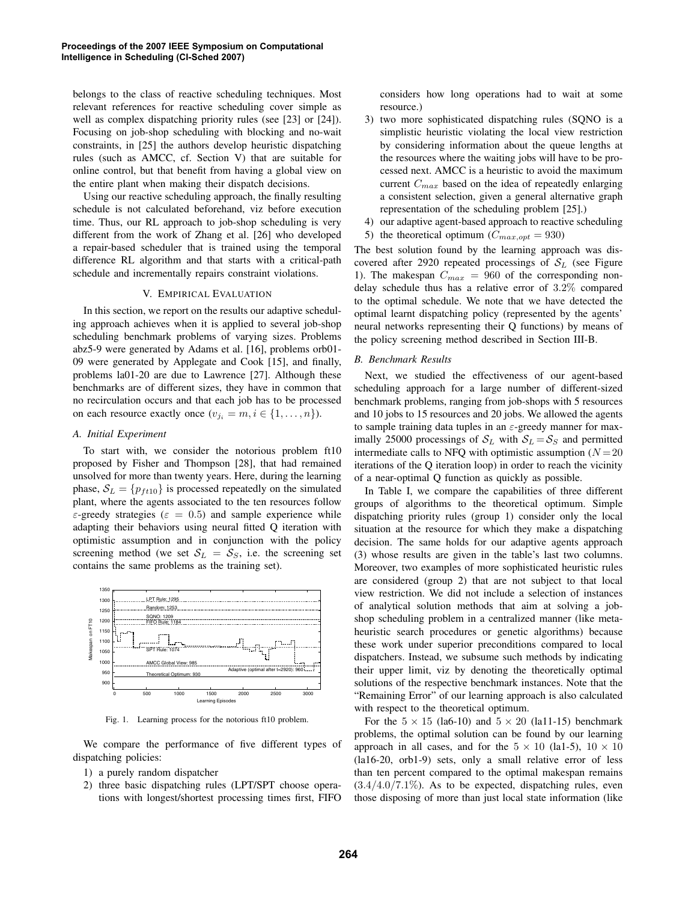belongs to the class of reactive scheduling techniques. Most relevant references for reactive scheduling cover simple as well as complex dispatching priority rules (see [23] or [24]). Focusing on job-shop scheduling with blocking and no-wait constraints, in [25] the authors develop heuristic dispatching rules (such as AMCC, cf. Section V) that are suitable for online control, but that benefit from having a global view on the entire plant when making their dispatch decisions.

Using our reactive scheduling approach, the finally resulting schedule is not calculated beforehand, viz before execution time. Thus, our RL approach to job-shop scheduling is very different from the work of Zhang et al. [26] who developed a repair-based scheduler that is trained using the temporal difference RL algorithm and that starts with a critical-path schedule and incrementally repairs constraint violations.

## V. Empirical Evaluation

In this section, we report on the results our adaptive scheduling approach achieves when it is applied to several job-shop scheduling benchmark problems of varying sizes. Problems abz5-9 were generated by Adams et al. [16], problems orb01-09 were generated by Applegate and Cook [15], and finally, problems la01-20 are due to Lawrence [27]. Although these benchmarks are of different sizes, they have in common that no recirculation occurs and that each job has to be processed on each resource exactly once ($v_{j_i} = m, i \in \{1, \ldots, n\}$).

### A. Initial Experiment

To start with, we consider the notorious problem ft10 proposed by Fisher and Thompson [28], that had remained unsolved for more than twenty years. Here, during the learning phase, $\mathcal{S}_L = \{p_{ft10}\}$ is processed repeatedly on the simulated plant, where the agents associated to the ten resources follow $\varepsilon$-greedy strategies ($\varepsilon = 0.5$) and sample experience while adapting their behaviors using neural fitted Q iteration with optimistic assumption and in conjunction with the policy screening method (we set $\mathcal{S}_L = \mathcal{S}_S$, i.e. the screening set contains the same problems as the training set).

1350
1300
1250
1200
1150
1100
1050
1000
950
900
LPT Rule: 1295
Random: 1253
SQNO: 1209
FIFO Rule: 1184
SPT Rule: 1074
AMCC Global View: 985
Adaptive (optimal after t=2920): 960
Theoretical Optimum: 930
Makespan on FT10
0
500
1000
1500
2000
2500
3000
Learning Episodes

Fig. 1. Learning process for the notorious ft10 problem.

We compare the performance of five different types of dispatching policies:

1) a purely random dispatcher
2) three basic dispatching rules (LPT/SPT choose operations with longest/shortest processing times first, FIFO considers how long operations had to wait at some resource.)
3) two more sophisticated dispatching rules (SQNO is a simplistic heuristic violating the local view restriction by considering information about the queue lengths at the resources where the waiting jobs will have to be processed next. AMCC is a heuristic to avoid the maximum current $C_{max}$ based on the idea of repeatedly enlarging a consistent selection, given a general alternative graph representation of the scheduling problem [25].)
4) our adaptive agent-based approach to reactive scheduling
5) the theoretical optimum ($C_{max,opt} = 930$)

The best solution found by the learning approach was discovered after 2920 repeated processings of $\mathcal{S}_L$ (see Figure 1). The makespan $C_{max} = 960$ of the corresponding non-delay schedule thus has a relative error of 3.2% compared to the optimal schedule. We note that we have detected the optimal learnt dispatching policy (represented by the agents' neural networks representing their Q functions) by means of the policy screening method described in Section III-B.

### B. Benchmark Results

Next, we studied the effectiveness of our agent-based scheduling approach for a large number of different-sized benchmark problems, ranging from job-shops with 5 resources and 10 jobs to 15 resources and 20 jobs. We allowed the agents to sample training data tuples in an $\varepsilon$-greedy manner for maximally 25000 processings of $\mathcal{S}_L$ with $\mathcal{S}_L = \mathcal{S}_S$ and permitted intermediate calls to NFQ with optimistic assumption ($N = 20$ iterations of the Q iteration loop) in order to reach the vicinity of a near-optimal Q function as quickly as possible.

In Table I, we compare the capabilities of three different groups of algorithms to the theoretical optimum. Simple dispatching priority rules (group 1) consider only the local situation at the resource for which they make a dispatching decision. The same holds for our adaptive agents approach (3) whose results are given in the table's last two columns. Moreover, two examples of more sophisticated heuristic rules are considered (group 2) that are not subject to that local view restriction. We did not include a selection of instances of analytical solution methods that aim at solving a job-shop scheduling problem in a centralized manner (like metaheuristic search procedures or genetic algorithms) because these work under superior preconditions compared to local dispatchers. Instead, we subsume such methods by indicating their upper limit, viz by denoting the theoretically optimal solutions of the respective benchmark instances. Note that the "Remaining Error" of our learning approach is also calculated with respect to the theoretical optimum.

For the $5 \times 15$ (la6-10) and $5 \times 20$ (la11-15) benchmark problems, the optimal solution can be found by our learning approach in all cases, and for the $5 \times 10$ (la1-5), $10 \times 10$ (la16-20, orb1-9) sets, only a small relative error of less than ten percent compared to the optimal makespan remains (3.4/4.0/7.1%). As to be expected, dispatching rules, even those disposing of more than just local state information (like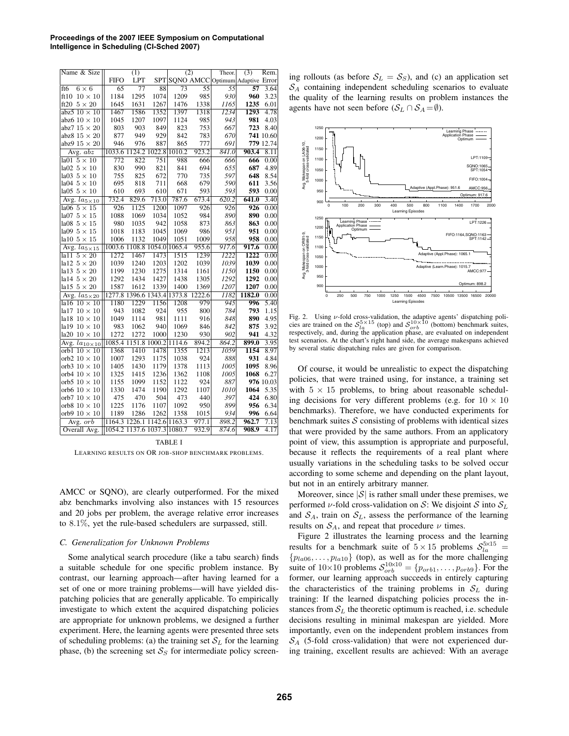| Name & Size | (1) | | | (2) | | Theor. | (3) | Rem. |
|---|---|---|---|---|---|---|---|---|
| | FIFO | LPT | SPT | SQNO | AMCC | Optimum | Adaptive | Error |
| ft6 $6 \times 6$ | 65 | 77 | 88 | 73 | 55 | *55* | **57** | 3.64 |
| ft10 $10 \times 10$ | 1184 | 1295 | 1074 | 1209 | 985 | *930* | **960** | 3.23 |
| ft20 $5 \times 20$ | 1645 | 1631 | 1267 | 1476 | 1338 | *1165* | **1235** | 6.01 |
| abz5 $10 \times 10$ | 1467 | 1586 | 1352 | 1397 | 1318 | *1234* | **1293** | 4.78 |
| abz6 $10 \times 10$ | 1045 | 1207 | 1097 | 1124 | 985 | *943* | **981** | 4.03 |
| abz7 $15 \times 20$ | 803 | 903 | 849 | 823 | 753 | *667* | **723** | 8.40 |
| abz8 $15 \times 20$ | 877 | 949 | 929 | 842 | 783 | *670* | **741** | 10.60 |
| abz9 $15 \times 20$ | 946 | 976 | 887 | 865 | 777 | *691* | **779** | 12.74 |
| Avg. $abz$ | 1033.6 | 1124.2 | 1022.8 | 1010.2 | 923.2 | *841.0* | **903.4** | 8.11 |
| la01 $5 \times 10$ | 772 | 822 | 751 | 988 | 666 | *666* | **666** | 0.00 |
| la02 $5 \times 10$ | 830 | 990 | 821 | 841 | 694 | *655* | **687** | 4.89 |
| la03 $5 \times 10$ | 755 | 825 | 672 | 770 | 735 | *597* | **648** | 8.54 |
| la04 $5 \times 10$ | 695 | 818 | 711 | 668 | 679 | *590* | **611** | 3.56 |
| la05 $5 \times 10$ | 610 | 693 | 610 | 671 | 593 | *593* | **593** | 0.00 |
| Avg. $la_{5\times10}$ | 732.4 | 829.6 | 713.0 | 787.6 | 673.4 | *620.2* | **641.0** | 3.40 |
| la06 $5 \times 15$ | 926 | 1125 | 1200 | 1097 | 926 | *926* | **926** | 0.00 |
| la07 $5 \times 15$ | 1088 | 1069 | 1034 | 1052 | 984 | *890* | **890** | 0.00 |
| la08 $5 \times 15$ | 980 | 1035 | 942 | 1058 | 873 | *863* | **863** | 0.00 |
| la09 $5 \times 15$ | 1018 | 1183 | 1045 | 1069 | 986 | *951* | **951** | 0.00 |
| la10 $5 \times 15$ | 1006 | 1132 | 1049 | 1051 | 1009 | *958* | **958** | 0.00 |
| Avg. $la_{5\times15}$ | 1003.6 | 1108.8 | 1054.0 | 1065.4 | 955.6 | *917.6* | **917.6** | 0.00 |
| la11 $5 \times 20$ | 1272 | 1467 | 1473 | 1515 | 1239 | *1222* | **1222** | 0.00 |
| la12 $5 \times 20$ | 1039 | 1240 | 1203 | 1202 | 1039 | *1039* | **1039** | 0.00 |
| la13 $5 \times 20$ | 1199 | 1230 | 1275 | 1314 | 1161 | *1150* | **1150** | 0.00 |
| la14 $5 \times 20$ | 1292 | 1434 | 1427 | 1438 | 1305 | *1292* | **1292** | 0.00 |
| la15 $5 \times 20$ | 1587 | 1612 | 1339 | 1400 | 1369 | *1207* | **1207** | 0.00 |
| Avg. $la_{5\times20}$ | 1277.8 | 1396.6 | 1343.4 | 1373.8 | 1222.6 | *1182* | **1182.0** | 0.00 |
| la16 $10 \times 10$ | 1180 | 1229 | 1156 | 1208 | 979 | *945* | **996** | 5.40 |
| la17 $10 \times 10$ | 943 | 1082 | 924 | 955 | 800 | *784* | **793** | 1.15 |
| la18 $10 \times 10$ | 1049 | 1114 | 981 | 1111 | 916 | *848* | **890** | 4.95 |
| la19 $10 \times 10$ | 983 | 1062 | 940 | 1069 | 846 | *842* | **875** | 3.92 |
| la20 $10 \times 10$ | 1272 | 1272 | 1000 | 1230 | 930 | *902* | **941** | 4.32 |
| Avg. $la_{10\times10}$ | 1085.4 | 1151.8 | 1000.2 | 1114.6 | 894.2 | *864.2* | **899.0** | 3.95 |
| orb1 $10 \times 10$ | 1368 | 1410 | 1478 | 1355 | 1213 | *1059* | **1154** | 8.97 |
| orb2 $10 \times 10$ | 1007 | 1293 | 1175 | 1038 | 924 | *888* | **931** | 4.84 |
| orb3 $10 \times 10$ | 1405 | 1430 | 1179 | 1378 | 1113 | *1005* | **1095** | 8.96 |
| orb4 $10 \times 10$ | 1325 | 1415 | 1236 | 1362 | 1108 | *1005* | **1068** | 6.27 |
| orb5 $10 \times 10$ | 1155 | 1099 | 1152 | 1122 | 924 | *887* | **976** | 10.03 |
| orb6 $10 \times 10$ | 1330 | 1474 | 1190 | 1292 | 1107 | *1010* | **1064** | 5.35 |
| orb7 $10 \times 10$ | 475 | 470 | 504 | 473 | 440 | *397* | **424** | 6.80 |
| orb8 $10 \times 10$ | 1225 | 1176 | 1107 | 1092 | 950 | *899* | **956** | 6.34 |
| orb9 $10 \times 10$ | 1189 | 1286 | 1262 | 1358 | 1015 | *934* | **996** | 6.64 |
| Avg. $orb$ | 1164.3 | 1226.1 | 1142.6 | 1163.3 | 977.1 | *898.2* | **962.7** | 7.13 |
| Overall Avg. | 1054.2 | 1137.6 | 1037.3 | 1080.7 | 932.9 | *874.6* | **908.9** | 4.17 |

TABLE I

LEARNING RESULTS ON OR JOB-SHOP BENCHMARK PROBLEMS.

AMCC or SQNO), are clearly outperformed. For the mixed abz benchmarks involving also instances with 15 resources and 20 jobs per problem, the average relative error increases to 8.1%, yet the rule-based schedulers are surpassed, still.

### C. Generalization for Unknown Problems

Some analytical search procedure (like a tabu search) finds a suitable schedule for one specific problem instance. By contrast, our learning approach—after having learned for a set of one or more training problems—will have yielded dispatching policies that are generally applicable. To empirically investigate to which extent the acquired dispatching policies are appropriate for unknown problems, we designed a further experiment. Here, the learning agents were presented three sets of scheduling problems: (a) the training set $\mathcal{S}_L$ for the learning phase, (b) the screening set $\mathcal{S}_S$ for intermediate policy screening rollouts (as before $\mathcal{S}_L = \mathcal{S}_S$), and (c) an application set $\mathcal{S}_A$ containing independent scheduling scenarios to evaluate the quality of the learning results on problem instances the agents have not seen before ($\mathcal{S}_L \cap \mathcal{S}_A = \emptyset$).

Learning Phase
Application Phase
Optimum
Avg. Makespan on LA06-10, 5-fold cross-validated
LPT:1109
SQNO:1065
SPT:1054
FIFO:1004
Adaptive (Appl.Phase): 951.6
AMCC:956
Optimum: 917.6
Learning Episodes

Learning Phase
Application Phase
Optimum
Avg. Makespan on ORB1-9, 3-fold cross-validated
LPT:1226
FIFO:1164,SQNO:1163
SPT:1142
Adaptive (Appl.Phase): 1065.1
Adaptive (Learn.Phase): 1015.7
AMCC:977
Optimum: 898.2
Learning Episodes

Fig. 2. Using $\nu$-fold cross-validation, the adaptive agents' dispatching policies are trained on the $\mathcal{S}_{la}^{5\times15}$ (top) and $\mathcal{S}_{orb}^{10\times10}$ (bottom) benchmark suites, respectively, and, during the application phase, are evaluated on independent test scenarios. At the chart's right hand side, the average makespans achieved by several static dispatching rules are given for comparison.

Of course, it would be unrealistic to expect the dispatching policies, that were trained using, for instance, a training set with $5 \times 15$ problems, to bring about reasonable scheduling decisions for very different problems (e.g. for $10 \times 10$ benchmarks). Therefore, we have conducted experiments for benchmark suites $\mathcal{S}$ consisting of problems with identical sizes that were provided by the same authors. From an applicatory point of view, this assumption is appropriate and purposeful, because it reflects the requirements of a real plant where usually variations in the scheduling tasks to be solved occur according to some scheme and depending on the plant layout, but not in an entirely arbitrary manner.

Moreover, since $|\mathcal{S}|$ is rather small under these premises, we performed $\nu$-fold cross-validation on $\mathcal{S}$: We disjoint $\mathcal{S}$ into $\mathcal{S}_L$ and $\mathcal{S}_A$, train on $\mathcal{S}_L$, assess the performance of the learning results on $\mathcal{S}_A$, and repeat that procedure $\nu$ times.

Figure 2 illustrates the learning process and the learning results for a benchmark suite of $5 \times 15$ problems $\mathcal{S}_{la}^{5\times15} = \{p_{la06}, \ldots, p_{la10}\}$ (top), as well as for the more challenging suite of $10 \times 10$ problems $\mathcal{S}_{orb}^{10\times10} = \{p_{orb1}, \ldots, p_{orb9}\}$. For the former, our learning approach succeeds in entirely capturing the characteristics of the training problems in $\mathcal{S}_L$ during training: If the learned dispatching policies process the instances from $\mathcal{S}_L$ the theoretic optimum is reached, i.e. schedule decisions resulting in minimal makespan are yielded. More importantly, even on the independent problem instances from $\mathcal{S}_A$ (5-fold cross-validation) that were not experienced during training, excellent results are achieved: With an average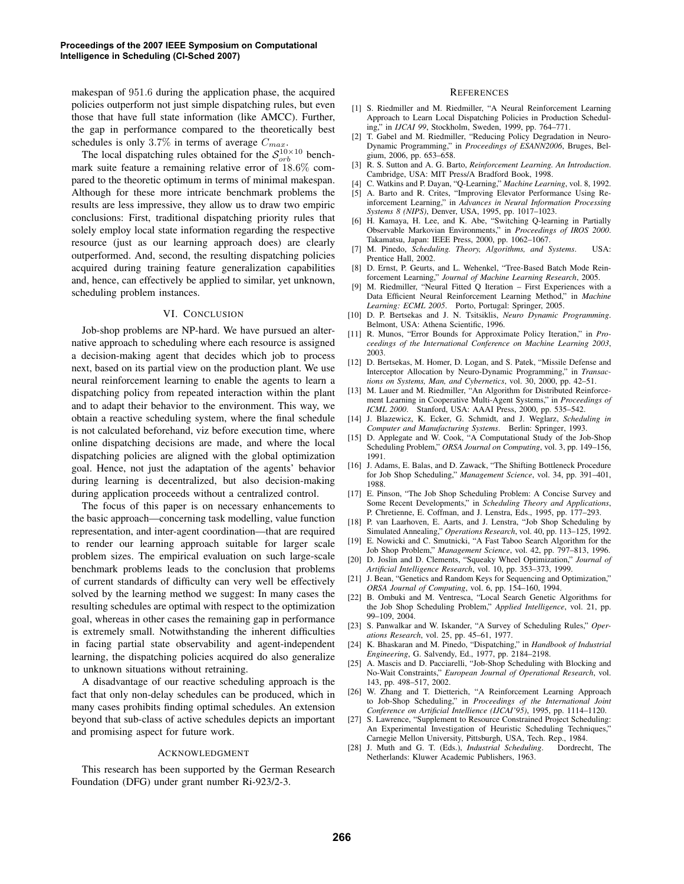makespan of 951.6 during the application phase, the acquired policies outperform not just simple dispatching rules, but even those that have full state information (like AMCC). Further, the gap in performance compared to the theoretically best schedules is only 3.7% in terms of average $C_{max}$.

The local dispatching rules obtained for the $\mathcal{S}_{orb}^{10\times10}$ benchmark suite feature a remaining relative error of 18.6% compared to the theoretic optimum in terms of minimal makespan. Although for these more intricate benchmark problems the results are less impressive, they allow us to draw two empiric conclusions: First, traditional dispatching priority rules that solely employ local state information regarding the respective resource (just as our learning approach does) are clearly outperformed. And, second, the resulting dispatching policies acquired during training feature generalization capabilities and, hence, can effectively be applied to similar, yet unknown, scheduling problem instances.

## VI. Conclusion

Job-shop problems are NP-hard. We have pursued an alternative approach to scheduling where each resource is assigned a decision-making agent that decides which job to process next, based on its partial view on the production plant. We use neural reinforcement learning to enable the agents to learn a dispatching policy from repeated interaction within the plant and to adapt their behavior to the environment. This way, we obtain a reactive scheduling system, where the final schedule is not calculated beforehand, viz before execution time, where online dispatching decisions are made, and where the local dispatching policies are aligned with the global optimization goal. Hence, not just the adaptation of the agents' behavior during learning is decentralized, but also decision-making during application proceeds without a centralized control.

The focus of this paper is on necessary enhancements to the basic approach—concerning task modelling, value function representation, and inter-agent coordination—that are required to render our learning approach suitable for larger scale problem sizes. The empirical evaluation on such large-scale benchmark problems leads to the conclusion that problems of current standards of difficulty can very well be effectively solved by the learning method we suggest: In many cases the resulting schedules are optimal with respect to the optimization goal, whereas in other cases the remaining gap in performance is extremely small. Notwithstanding the inherent difficulties in facing partial state observability and agent-independent learning, the dispatching policies acquired do also generalize to unknown situations without retraining.

A disadvantage of our reactive scheduling approach is the fact that only non-delay schedules can be produced, which in many cases prohibits finding optimal schedules. An extension beyond that sub-class of active schedules depicts an important and promising aspect for future work.

## Acknowledgment

This research has been supported by the German Research Foundation (DFG) under grant number Ri-923/2-3.

## References

[1] S. Riedmiller and M. Riedmiller, "A Neural Reinforcement Learning Approach to Learn Local Dispatching Policies in Production Scheduling," in *IJCAI 99*, Stockholm, Sweden, 1999, pp. 764–771.

[2] T. Gabel and M. Riedmiller, "Reducing Policy Degradation in Neuro-Dynamic Programming," in *Proceedings of ESANN2006*, Bruges, Belgium, 2006, pp. 653–658.

[3] R. S. Sutton and A. G. Barto, *Reinforcement Learning. An Introduction*. Cambridge, USA: MIT Press/A Bradford Book, 1998.

[4] C. Watkins and P. Dayan, "Q-Learning," *Machine Learning*, vol. 8, 1992.

[5] A. Barto and R. Crites, "Improving Elevator Performance Using Reinforcement Learning," in *Advances in Neural Information Processing Systems 8 (NIPS)*, Denver, USA, 1995, pp. 1017–1023.

[6] H. Kamaya, H. Lee, and K. Abe, "Switching Q-learning in Partially Observable Markovian Environments," in *Proceedings of IROS 2000*. Takamatsu, Japan: IEEE Press, 2000, pp. 1062–1067.

[7] M. Pinedo, *Scheduling. Theory, Algorithms, and Systems*. USA: Prentice Hall, 2002.

[8] D. Ernst, P. Geurts, and L. Wehenkel, "Tree-Based Batch Mode Reinforcement Learning," *Journal of Machine Learning Research*, 2005.

[9] M. Riedmiller, "Neural Fitted Q Iteration – First Experiences with a Data Efficient Neural Reinforcement Learning Method," in *Machine Learning: ECML 2005*. Porto, Portugal: Springer, 2005.

[10] D. P. Bertsekas and J. N. Tsitsiklis, *Neuro Dynamic Programming*. Belmont, USA: Athena Scientific, 1996.

[11] R. Munos, "Error Bounds for Approximate Policy Iteration," in *Proceedings of the International Conference on Machine Learning 2003*, 2003.

[12] D. Bertsekas, M. Homer, D. Logan, and S. Patek, "Missile Defense and Interceptor Allocation by Neuro-Dynamic Programming," in *Transactions on Systems, Man, and Cybernetics*, vol. 30, 2000, pp. 42–51.

[13] M. Lauer and M. Riedmiller, "An Algorithm for Distributed Reinforcement Learning in Cooperative Multi-Agent Systems," in *Proceedings of ICML 2000*. Stanford, USA: AAAI Press, 2000, pp. 535–542.

[14] J. Blazewicz, K. Ecker, G. Schmidt, and J. Weglarz, *Scheduling in Computer and Manufacturing Systems*. Berlin: Springer, 1993.

[15] D. Applegate and W. Cook, "A Computational Study of the Job-Shop Scheduling Problem," *ORSA Journal on Computing*, vol. 3, pp. 149–156, 1991.

[16] J. Adams, E. Balas, and D. Zawack, "The Shifting Bottleneck Procedure for Job Shop Scheduling," *Management Science*, vol. 34, pp. 391–401, 1988.

[17] E. Pinson, "The Job Shop Scheduling Problem: A Concise Survey and Some Recent Developments," in *Scheduling Theory and Applications*, P. Chretienne, E. Coffman, and J. Lenstra, Eds., 1995, pp. 177–293.

[18] P. van Laarhoven, E. Aarts, and J. Lenstra, "Job Shop Scheduling by Simulated Annealing," *Operations Research*, vol. 40, pp. 113–125, 1992.

[19] E. Nowicki and C. Smutnicki, "A Fast Taboo Search Algorithm for the Job Shop Problem," *Management Science*, vol. 42, pp. 797–813, 1996.

[20] D. Joslin and D. Clements, "Squeaky Wheel Optimization," *Journal of Artificial Intelligence Research*, vol. 10, pp. 353–373, 1999.

[21] J. Bean, "Genetics and Random Keys for Sequencing and Optimization," *ORSA Journal of Computing*, vol. 6, pp. 154–160, 1994.

[22] B. Ombuki and M. Ventresca, "Local Search Genetic Algorithms for the Job Shop Scheduling Problem," *Applied Intelligence*, vol. 21, pp. 99–109, 2004.

[23] S. Panwalkar and W. Iskander, "A Survey of Scheduling Rules," *Operations Research*, vol. 25, pp. 45–61, 1977.

[24] K. Bhaskaran and M. Pinedo, "Dispatching," in *Handbook of Industrial Engineering*, G. Salvendy, Ed., 1977, pp. 2184–2198.

[25] A. Mascis and D. Pacciarelli, "Job-Shop Scheduling with Blocking and No-Wait Constraints," *European Journal of Operational Research*, vol. 143, pp. 498–517, 2002.

[26] W. Zhang and T. Dietterich, "A Reinforcement Learning Approach to Job-Shop Scheduling," in *Proceedings of the International Joint Conference on Artificial Intellience (IJCAI'95)*, 1995, pp. 1114–1120.

[27] S. Lawrence, "Supplement to Resource Constrained Project Scheduling: An Experimental Investigation of Heuristic Scheduling Techniques," Carnegie Mellon University, Pittsburgh, USA, Tech. Rep., 1984.

[28] J. Muth and G. T. (Eds.), *Industrial Scheduling*. Dordrecht, The Netherlands: Kluwer Academic Publishers, 1963.